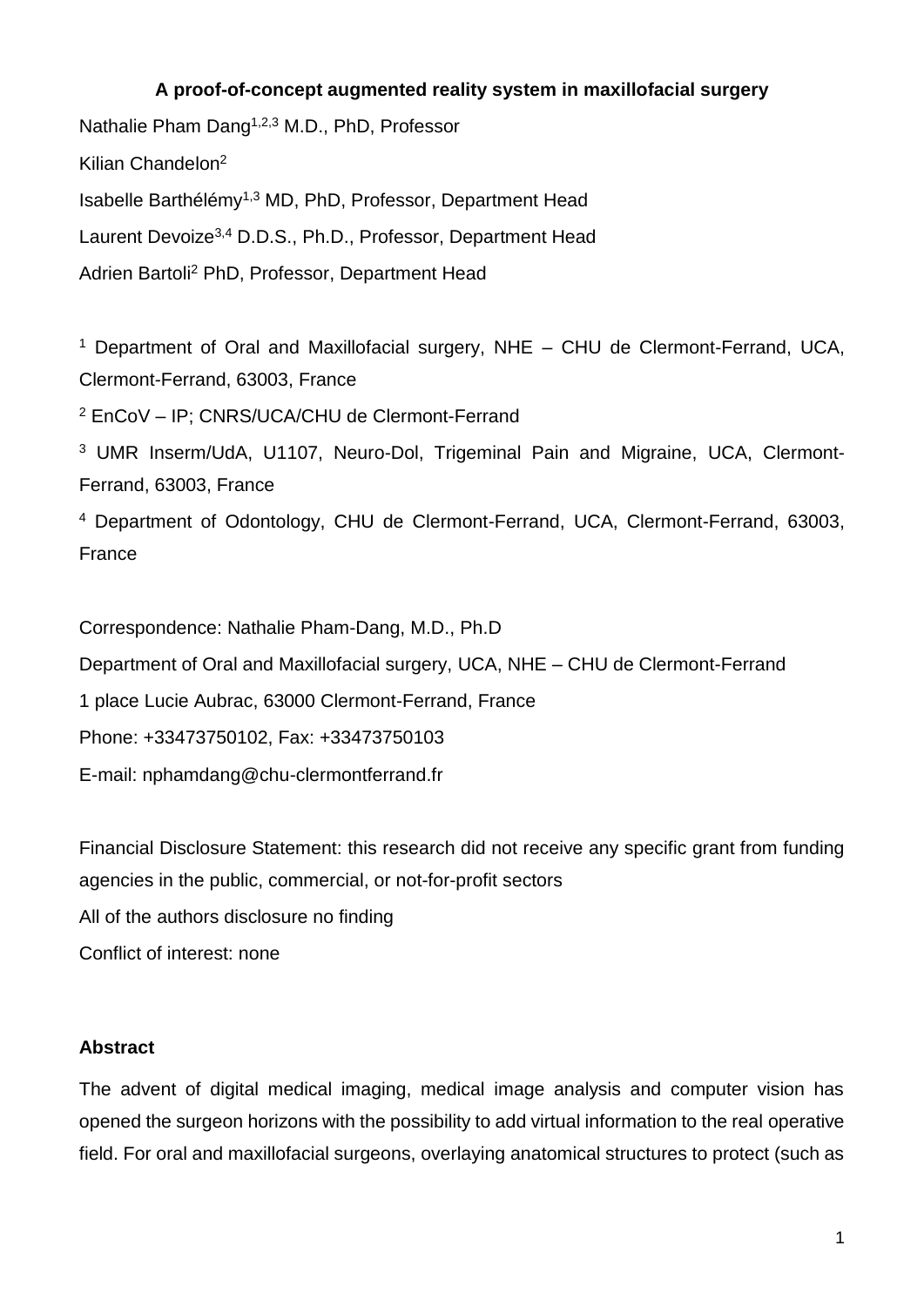# A proof-of-concept augmented reality system in maxillofacial surgery

Nathalie Pham Dang[1,2,3] M.D., PhD, Professor

Kilian Chandelon[2]

Isabelle Barthélémy[1,3] MD, PhD, Professor, Department Head

Laurent Devoize[3,4] D.D.S., Ph.D., Professor, Department Head

Adrien Bartoli[2] PhD, Professor, Department Head

[1] Department of Oral and Maxillofacial surgery, NHE – CHU de Clermont-Ferrand, UCA, Clermont-Ferrand, 63003, France

[2] EnCoV – IP; CNRS/UCA/CHU de Clermont-Ferrand

[3] UMR Inserm/UdA, U1107, Neuro-Dol, Trigeminal Pain and Migraine, UCA, Clermont-Ferrand, 63003, France

[4] Department of Odontology, CHU de Clermont-Ferrand, UCA, Clermont-Ferrand, 63003, France

Correspondence: Nathalie Pham-Dang, M.D., Ph.D

Department of Oral and Maxillofacial surgery, UCA, NHE – CHU de Clermont-Ferrand

1 place Lucie Aubrac, 63000 Clermont-Ferrand, France

Phone: +33473750102, Fax: +33473750103

E-mail: nphamdang@chu-clermontferrand.fr

Financial Disclosure Statement: this research did not receive any specific grant from funding agencies in the public, commercial, or not-for-profit sectors

All of the authors disclosure no finding

Conflict of interest: none

## Abstract

The advent of digital medical imaging, medical image analysis and computer vision has opened the surgeon horizons with the possibility to add virtual information to the real operative field. For oral and maxillofacial surgeons, overlaying anatomical structures to protect (such as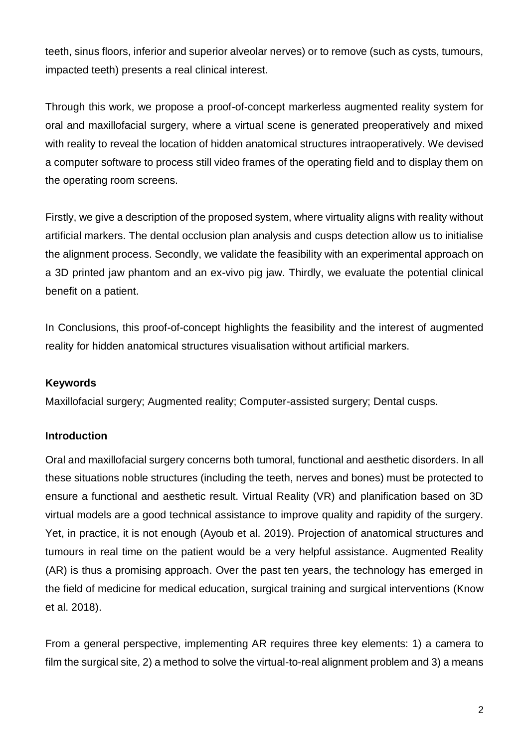teeth, sinus floors, inferior and superior alveolar nerves) or to remove (such as cysts, tumours, impacted teeth) presents a real clinical interest.

Through this work, we propose a proof-of-concept markerless augmented reality system for oral and maxillofacial surgery, where a virtual scene is generated preoperatively and mixed with reality to reveal the location of hidden anatomical structures intraoperatively. We devised a computer software to process still video frames of the operating field and to display them on the operating room screens.

Firstly, we give a description of the proposed system, where virtuality aligns with reality without artificial markers. The dental occlusion plan analysis and cusps detection allow us to initialise the alignment process. Secondly, we validate the feasibility with an experimental approach on a 3D printed jaw phantom and an ex-vivo pig jaw. Thirdly, we evaluate the potential clinical benefit on a patient.

In Conclusions, this proof-of-concept highlights the feasibility and the interest of augmented reality for hidden anatomical structures visualisation without artificial markers.

**Keywords**

Maxillofacial surgery; Augmented reality; Computer-assisted surgery; Dental cusps.

## Introduction

Oral and maxillofacial surgery concerns both tumoral, functional and aesthetic disorders. In all these situations noble structures (including the teeth, nerves and bones) must be protected to ensure a functional and aesthetic result. Virtual Reality (VR) and planification based on 3D virtual models are a good technical assistance to improve quality and rapidity of the surgery. Yet, in practice, it is not enough (Ayoub et al. 2019). Projection of anatomical structures and tumours in real time on the patient would be a very helpful assistance. Augmented Reality (AR) is thus a promising approach. Over the past ten years, the technology has emerged in the field of medicine for medical education, surgical training and surgical interventions (Know et al. 2018).

From a general perspective, implementing AR requires three key elements: 1) a camera to film the surgical site, 2) a method to solve the virtual-to-real alignment problem and 3) a means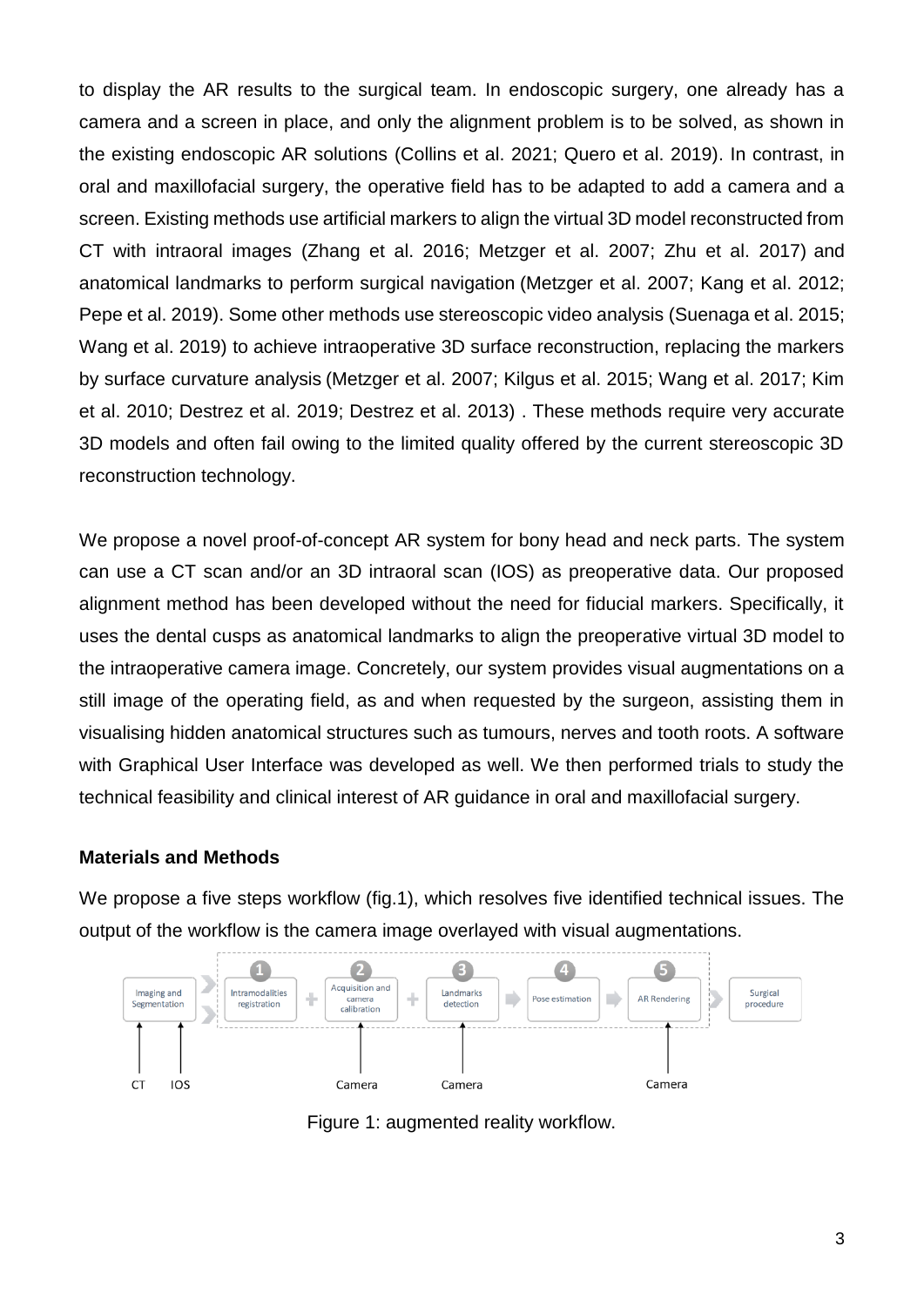to display the AR results to the surgical team. In endoscopic surgery, one already has a camera and a screen in place, and only the alignment problem is to be solved, as shown in the existing endoscopic AR solutions (Collins et al. 2021; Quero et al. 2019). In contrast, in oral and maxillofacial surgery, the operative field has to be adapted to add a camera and a screen. Existing methods use artificial markers to align the virtual 3D model reconstructed from CT with intraoral images (Zhang et al. 2016; Metzger et al. 2007; Zhu et al. 2017) and anatomical landmarks to perform surgical navigation (Metzger et al. 2007; Kang et al. 2012; Pepe et al. 2019). Some other methods use stereoscopic video analysis (Suenaga et al. 2015; Wang et al. 2019) to achieve intraoperative 3D surface reconstruction, replacing the markers by surface curvature analysis (Metzger et al. 2007; Kilgus et al. 2015; Wang et al. 2017; Kim et al. 2010; Destrez et al. 2019; Destrez et al. 2013) . These methods require very accurate 3D models and often fail owing to the limited quality offered by the current stereoscopic 3D reconstruction technology.

We propose a novel proof-of-concept AR system for bony head and neck parts. The system can use a CT scan and/or an 3D intraoral scan (IOS) as preoperative data. Our proposed alignment method has been developed without the need for fiducial markers. Specifically, it uses the dental cusps as anatomical landmarks to align the preoperative virtual 3D model to the intraoperative camera image. Concretely, our system provides visual augmentations on a still image of the operating field, as and when requested by the surgeon, assisting them in visualising hidden anatomical structures such as tumours, nerves and tooth roots. A software with Graphical User Interface was developed as well. We then performed trials to study the technical feasibility and clinical interest of AR guidance in oral and maxillofacial surgery.

**Materials and Methods**

We propose a five steps workflow (fig.1), which resolves five identified technical issues. The output of the workflow is the camera image overlayed with visual augmentations.

Imaging and Segmentation (inputs: CT, IOS) → 1 Intramodalities registration + 2 Acquisition and camera calibration (input: Camera) + 3 Landmarks detection (input: Camera) → 4 Pose estimation → 5 AR Rendering (input: Camera) → Surgical procedure

Figure 1: augmented reality workflow.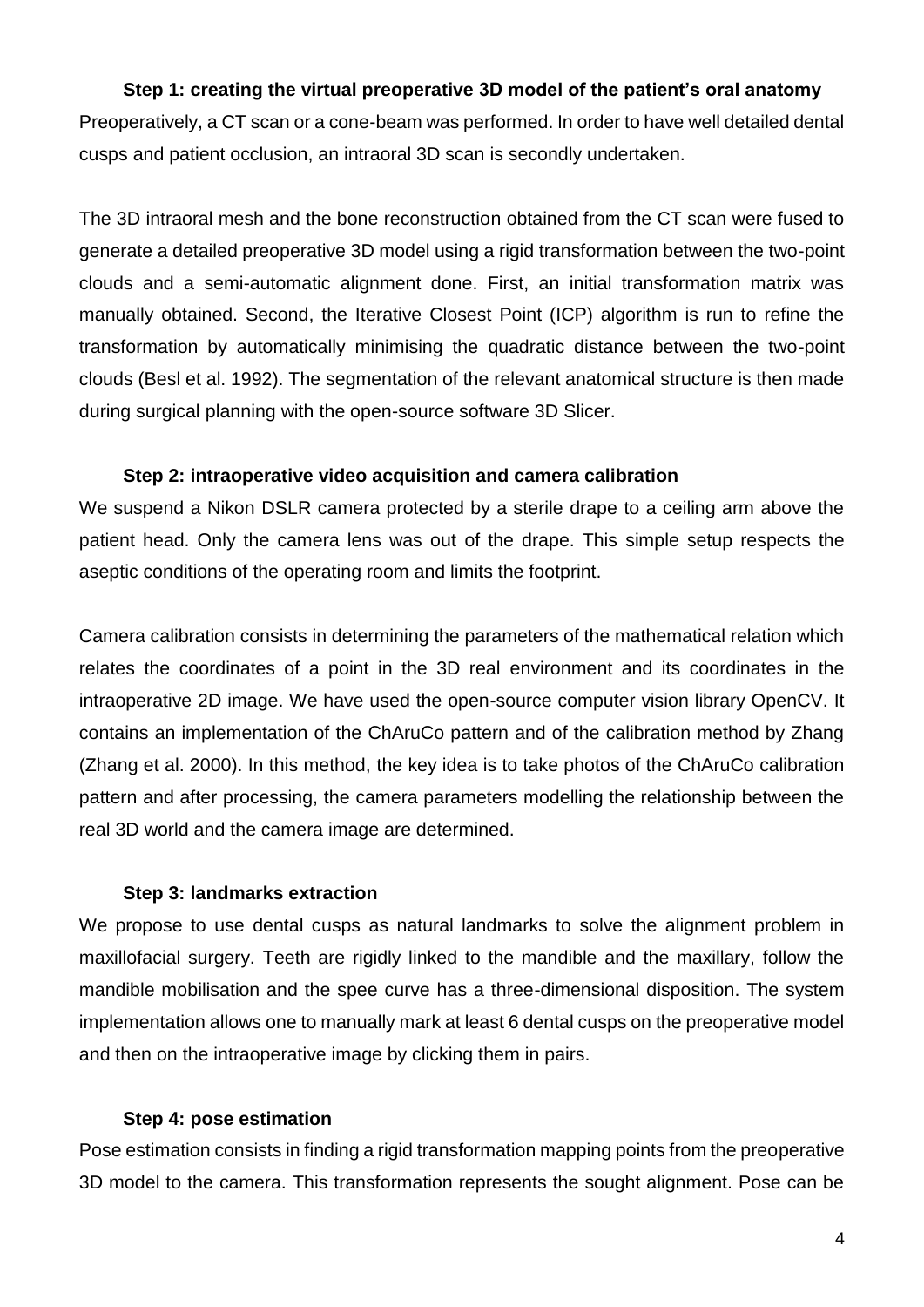### Step 1: creating the virtual preoperative 3D model of the patient's oral anatomy

Preoperatively, a CT scan or a cone-beam was performed. In order to have well detailed dental cusps and patient occlusion, an intraoral 3D scan is secondly undertaken.

The 3D intraoral mesh and the bone reconstruction obtained from the CT scan were fused to generate a detailed preoperative 3D model using a rigid transformation between the two-point clouds and a semi-automatic alignment done. First, an initial transformation matrix was manually obtained. Second, the Iterative Closest Point (ICP) algorithm is run to refine the transformation by automatically minimising the quadratic distance between the two-point clouds (Besl et al. 1992). The segmentation of the relevant anatomical structure is then made during surgical planning with the open-source software 3D Slicer.

### Step 2: intraoperative video acquisition and camera calibration

We suspend a Nikon DSLR camera protected by a sterile drape to a ceiling arm above the patient head. Only the camera lens was out of the drape. This simple setup respects the aseptic conditions of the operating room and limits the footprint.

Camera calibration consists in determining the parameters of the mathematical relation which relates the coordinates of a point in the 3D real environment and its coordinates in the intraoperative 2D image. We have used the open-source computer vision library OpenCV. It contains an implementation of the ChAruCo pattern and of the calibration method by Zhang (Zhang et al. 2000). In this method, the key idea is to take photos of the ChAruCo calibration pattern and after processing, the camera parameters modelling the relationship between the real 3D world and the camera image are determined.

### Step 3: landmarks extraction

We propose to use dental cusps as natural landmarks to solve the alignment problem in maxillofacial surgery. Teeth are rigidly linked to the mandible and the maxillary, follow the mandible mobilisation and the spee curve has a three-dimensional disposition. The system implementation allows one to manually mark at least 6 dental cusps on the preoperative model and then on the intraoperative image by clicking them in pairs.

### Step 4: pose estimation

Pose estimation consists in finding a rigid transformation mapping points from the preoperative 3D model to the camera. This transformation represents the sought alignment. Pose can be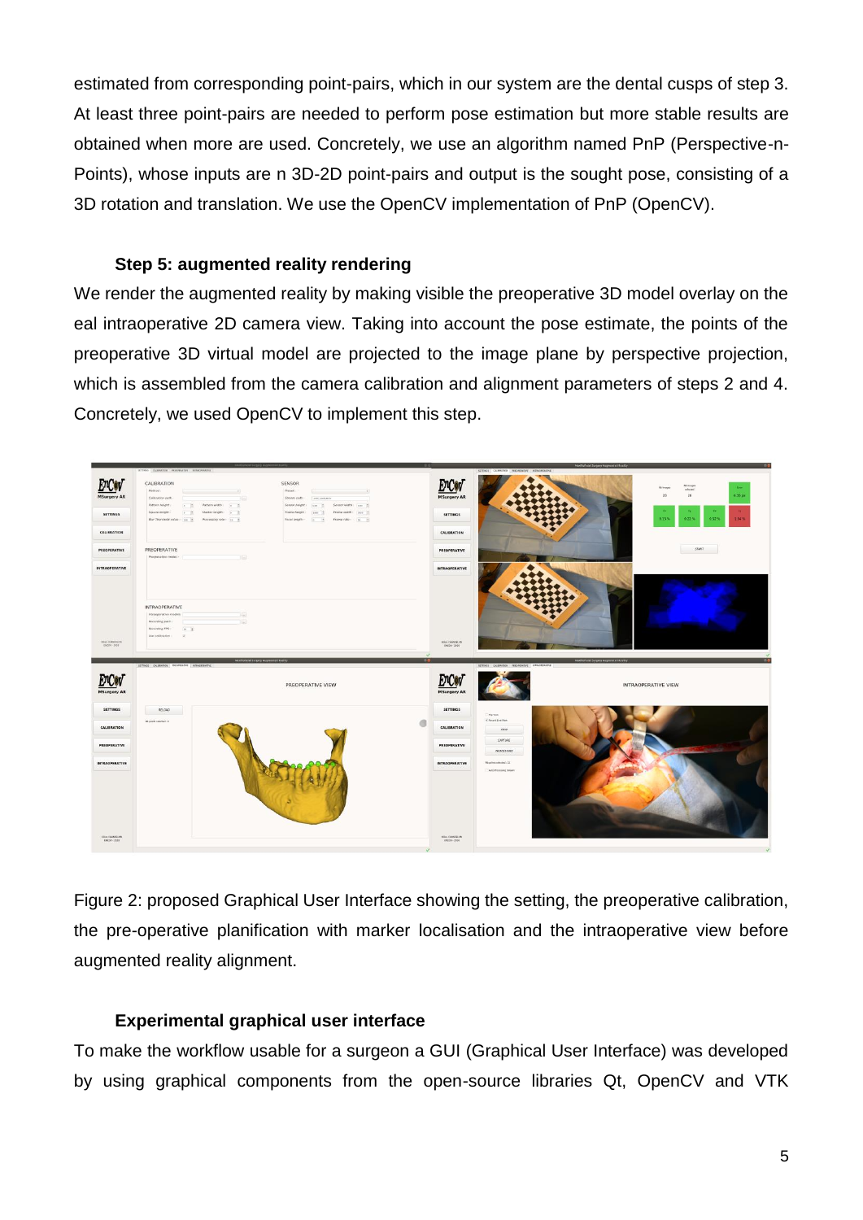estimated from corresponding point-pairs, which in our system are the dental cusps of step 3. At least three point-pairs are needed to perform pose estimation but more stable results are obtained when more are used. Concretely, we use an algorithm named PnP (Perspective-n-Points), whose inputs are n 3D-2D point-pairs and output is the sought pose, consisting of a 3D rotation and translation. We use the OpenCV implementation of PnP (OpenCV).

### Step 5: augmented reality rendering

We render the augmented reality by making visible the preoperative 3D model overlay on the eal intraoperative 2D camera view. Taking into account the pose estimate, the points of the preoperative 3D virtual model are projected to the image plane by perspective projection, which is assembled from the camera calibration and alignment parameters of steps 2 and 4. Concretely, we used OpenCV to implement this step.

Figure 2: proposed Graphical User Interface showing the setting, the preoperative calibration, the pre-operative planification with marker localisation and the intraoperative view before augmented reality alignment.

### Experimental graphical user interface

To make the workflow usable for a surgeon a GUI (Graphical User Interface) was developed by using graphical components from the open-source libraries Qt, OpenCV and VTK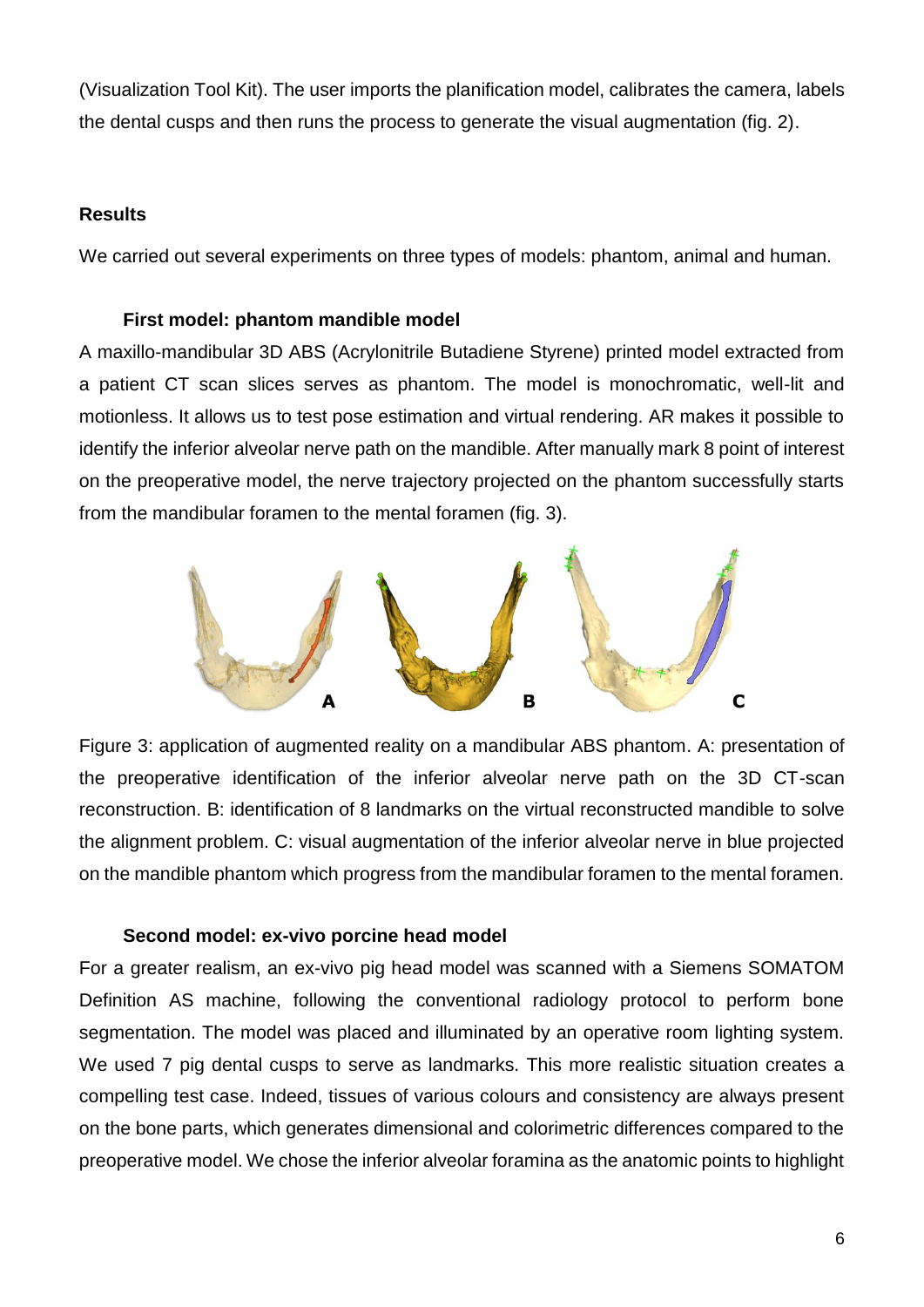(Visualization Tool Kit). The user imports the planification model, calibrates the camera, labels the dental cusps and then runs the process to generate the visual augmentation (fig. 2).

## Results

We carried out several experiments on three types of models: phantom, animal and human.

### First model: phantom mandible model

A maxillo-mandibular 3D ABS (Acrylonitrile Butadiene Styrene) printed model extracted from a patient CT scan slices serves as phantom. The model is monochromatic, well-lit and motionless. It allows us to test pose estimation and virtual rendering. AR makes it possible to identify the inferior alveolar nerve path on the mandible. After manually mark 8 point of interest on the preoperative model, the nerve trajectory projected on the phantom successfully starts from the mandibular foramen to the mental foramen (fig. 3).

Figure 3: application of augmented reality on a mandibular ABS phantom. A: presentation of the preoperative identification of the inferior alveolar nerve path on the 3D CT-scan reconstruction. B: identification of 8 landmarks on the virtual reconstructed mandible to solve the alignment problem. C: visual augmentation of the inferior alveolar nerve in blue projected on the mandible phantom which progress from the mandibular foramen to the mental foramen.

### Second model: ex-vivo porcine head model

For a greater realism, an ex-vivo pig head model was scanned with a Siemens SOMATOM Definition AS machine, following the conventional radiology protocol to perform bone segmentation. The model was placed and illuminated by an operative room lighting system. We used 7 pig dental cusps to serve as landmarks. This more realistic situation creates a compelling test case. Indeed, tissues of various colours and consistency are always present on the bone parts, which generates dimensional and colorimetric differences compared to the preoperative model. We chose the inferior alveolar foramina as the anatomic points to highlight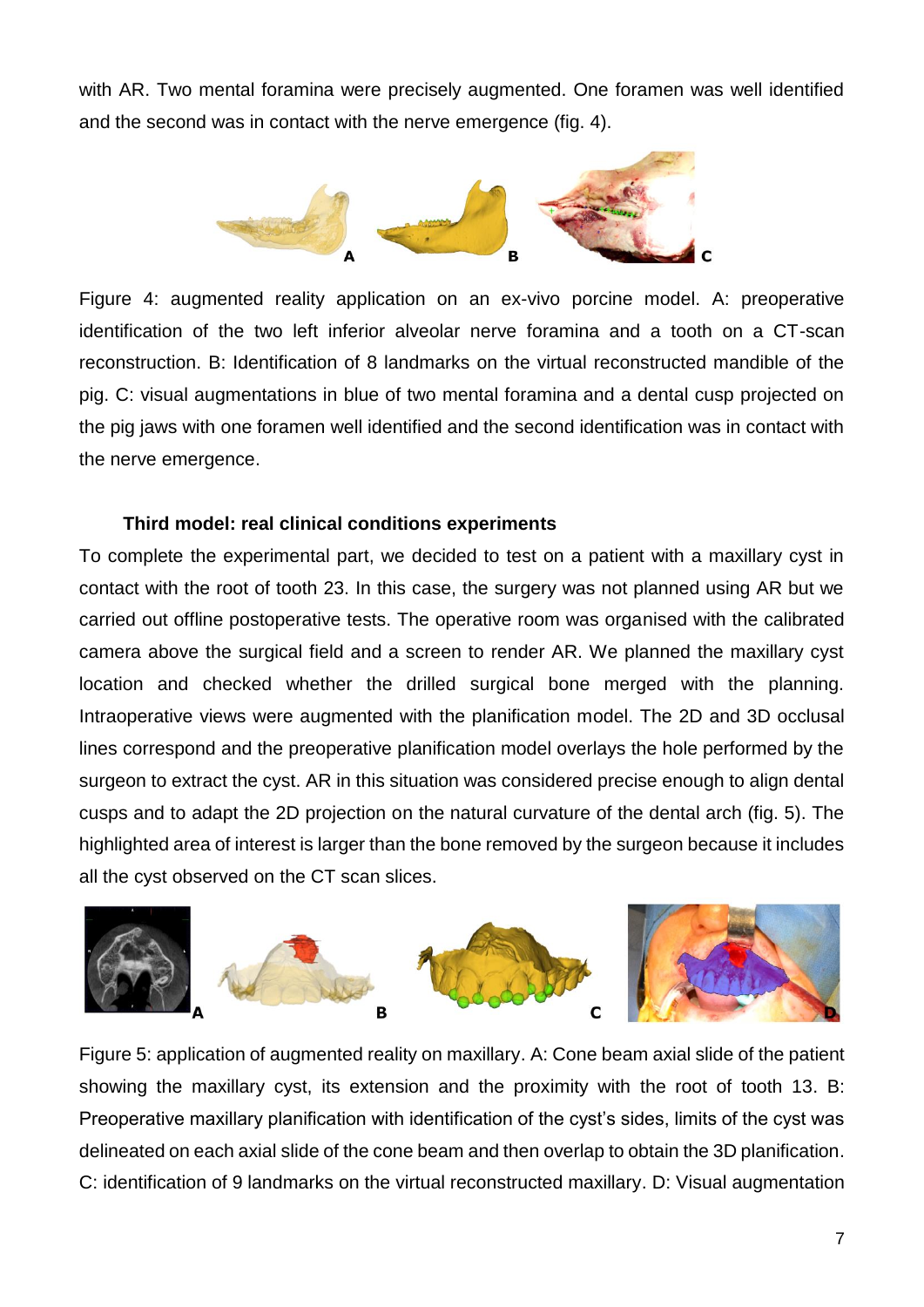with AR. Two mental foramina were precisely augmented. One foramen was well identified and the second was in contact with the nerve emergence (fig. 4).

Figure 4: augmented reality application on an ex-vivo porcine model. A: preoperative identification of the two left inferior alveolar nerve foramina and a tooth on a CT-scan reconstruction. B: Identification of 8 landmarks on the virtual reconstructed mandible of the pig. C: visual augmentations in blue of two mental foramina and a dental cusp projected on the pig jaws with one foramen well identified and the second identification was in contact with the nerve emergence.

### Third model: real clinical conditions experiments

To complete the experimental part, we decided to test on a patient with a maxillary cyst in contact with the root of tooth 23. In this case, the surgery was not planned using AR but we carried out offline postoperative tests. The operative room was organised with the calibrated camera above the surgical field and a screen to render AR. We planned the maxillary cyst location and checked whether the drilled surgical bone merged with the planning. Intraoperative views were augmented with the planification model. The 2D and 3D occlusal lines correspond and the preoperative planification model overlays the hole performed by the surgeon to extract the cyst. AR in this situation was considered precise enough to align dental cusps and to adapt the 2D projection on the natural curvature of the dental arch (fig. 5). The highlighted area of interest is larger than the bone removed by the surgeon because it includes all the cyst observed on the CT scan slices.

Figure 5: application of augmented reality on maxillary. A: Cone beam axial slide of the patient showing the maxillary cyst, its extension and the proximity with the root of tooth 13. B: Preoperative maxillary planification with identification of the cyst's sides, limits of the cyst was delineated on each axial slide of the cone beam and then overlap to obtain the 3D planification. C: identification of 9 landmarks on the virtual reconstructed maxillary. D: Visual augmentation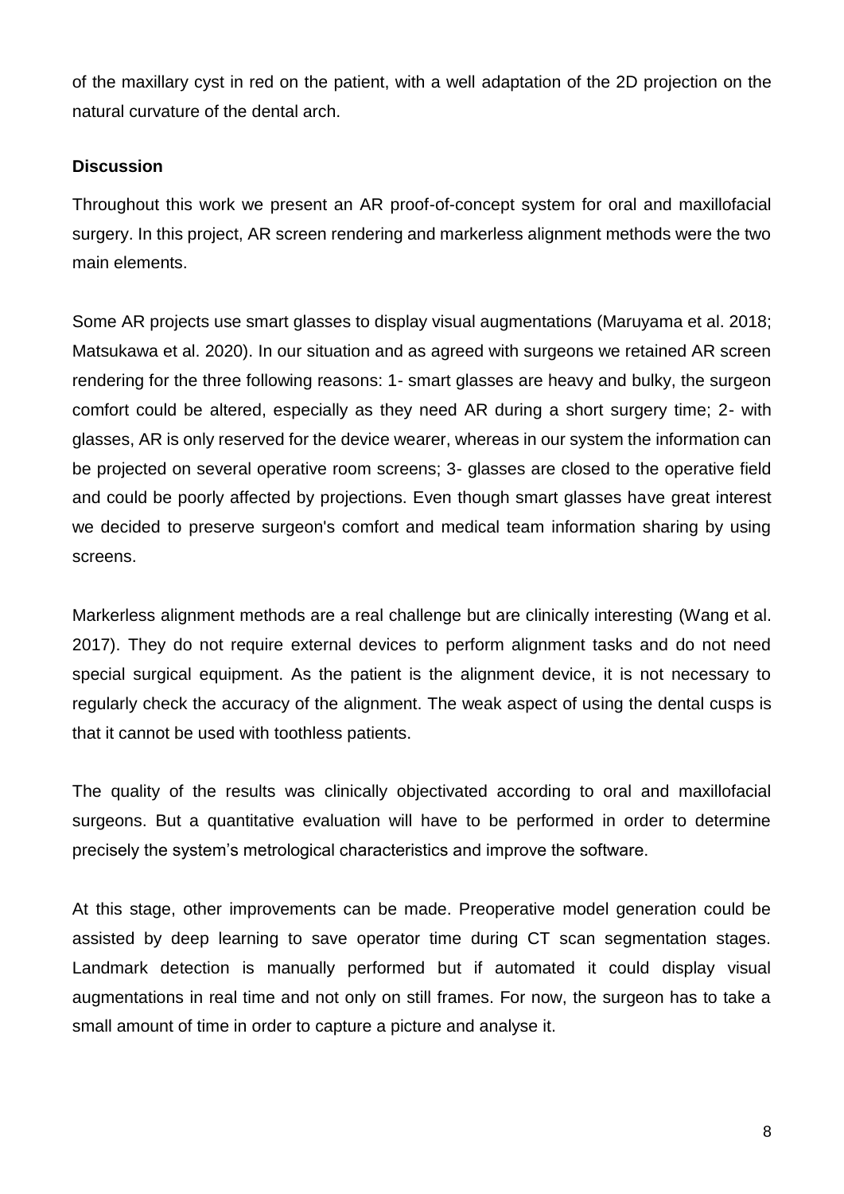of the maxillary cyst in red on the patient, with a well adaptation of the 2D projection on the natural curvature of the dental arch.

**Discussion**

Throughout this work we present an AR proof-of-concept system for oral and maxillofacial surgery. In this project, AR screen rendering and markerless alignment methods were the two main elements.

Some AR projects use smart glasses to display visual augmentations (Maruyama et al. 2018; Matsukawa et al. 2020). In our situation and as agreed with surgeons we retained AR screen rendering for the three following reasons: 1- smart glasses are heavy and bulky, the surgeon comfort could be altered, especially as they need AR during a short surgery time; 2- with glasses, AR is only reserved for the device wearer, whereas in our system the information can be projected on several operative room screens; 3- glasses are closed to the operative field and could be poorly affected by projections. Even though smart glasses have great interest we decided to preserve surgeon's comfort and medical team information sharing by using screens.

Markerless alignment methods are a real challenge but are clinically interesting (Wang et al. 2017). They do not require external devices to perform alignment tasks and do not need special surgical equipment. As the patient is the alignment device, it is not necessary to regularly check the accuracy of the alignment. The weak aspect of using the dental cusps is that it cannot be used with toothless patients.

The quality of the results was clinically objectivated according to oral and maxillofacial surgeons. But a quantitative evaluation will have to be performed in order to determine precisely the system’s metrological characteristics and improve the software.

At this stage, other improvements can be made. Preoperative model generation could be assisted by deep learning to save operator time during CT scan segmentation stages. Landmark detection is manually performed but if automated it could display visual augmentations in real time and not only on still frames. For now, the surgeon has to take a small amount of time in order to capture a picture and analyse it.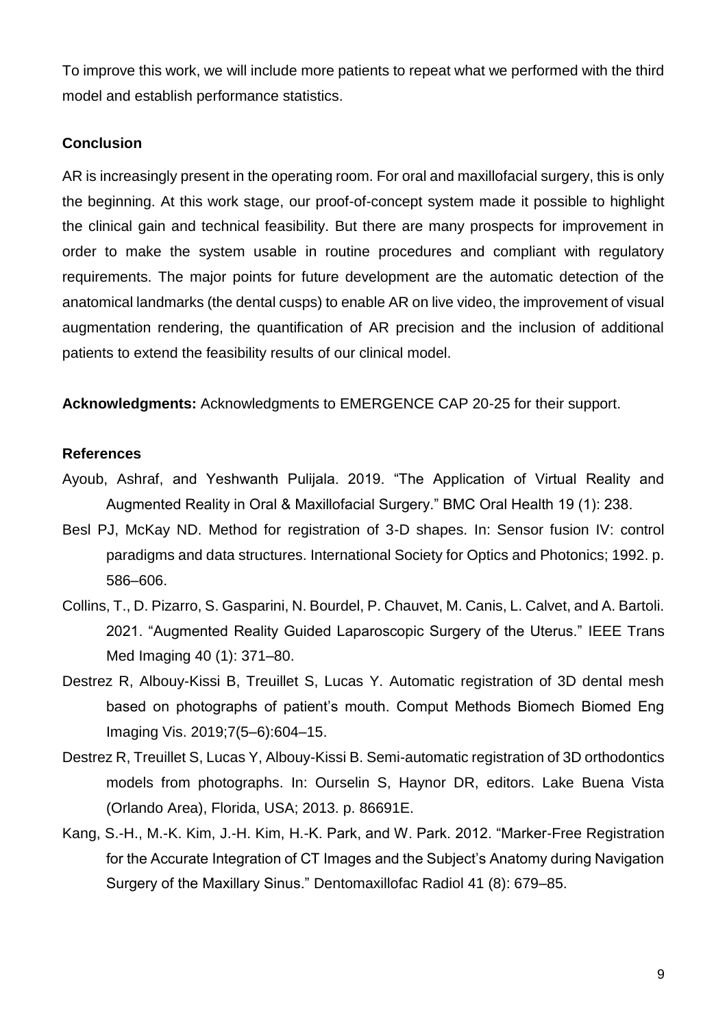To improve this work, we will include more patients to repeat what we performed with the third model and establish performance statistics.

### Conclusion

AR is increasingly present in the operating room. For oral and maxillofacial surgery, this is only the beginning. At this work stage, our proof-of-concept system made it possible to highlight the clinical gain and technical feasibility. But there are many prospects for improvement in order to make the system usable in routine procedures and compliant with regulatory requirements. The major points for future development are the automatic detection of the anatomical landmarks (the dental cusps) to enable AR on live video, the improvement of visual augmentation rendering, the quantification of AR precision and the inclusion of additional patients to extend the feasibility results of our clinical model.

**Acknowledgments:** Acknowledgments to EMERGENCE CAP 20-25 for their support.

### References

Ayoub, Ashraf, and Yeshwanth Pulijala. 2019. "The Application of Virtual Reality and Augmented Reality in Oral & Maxillofacial Surgery." BMC Oral Health 19 (1): 238.

Besl PJ, McKay ND. Method for registration of 3-D shapes. In: Sensor fusion IV: control paradigms and data structures. International Society for Optics and Photonics; 1992. p. 586–606.

Collins, T., D. Pizarro, S. Gasparini, N. Bourdel, P. Chauvet, M. Canis, L. Calvet, and A. Bartoli. 2021. "Augmented Reality Guided Laparoscopic Surgery of the Uterus." IEEE Trans Med Imaging 40 (1): 371–80.

Destrez R, Albouy-Kissi B, Treuillet S, Lucas Y. Automatic registration of 3D dental mesh based on photographs of patient's mouth. Comput Methods Biomech Biomed Eng Imaging Vis. 2019;7(5–6):604–15.

Destrez R, Treuillet S, Lucas Y, Albouy-Kissi B. Semi-automatic registration of 3D orthodontics models from photographs. In: Ourselin S, Haynor DR, editors. Lake Buena Vista (Orlando Area), Florida, USA; 2013. p. 86691E.

Kang, S.-H., M.-K. Kim, J.-H. Kim, H.-K. Park, and W. Park. 2012. "Marker-Free Registration for the Accurate Integration of CT Images and the Subject's Anatomy during Navigation Surgery of the Maxillary Sinus." Dentomaxillofac Radiol 41 (8): 679–85.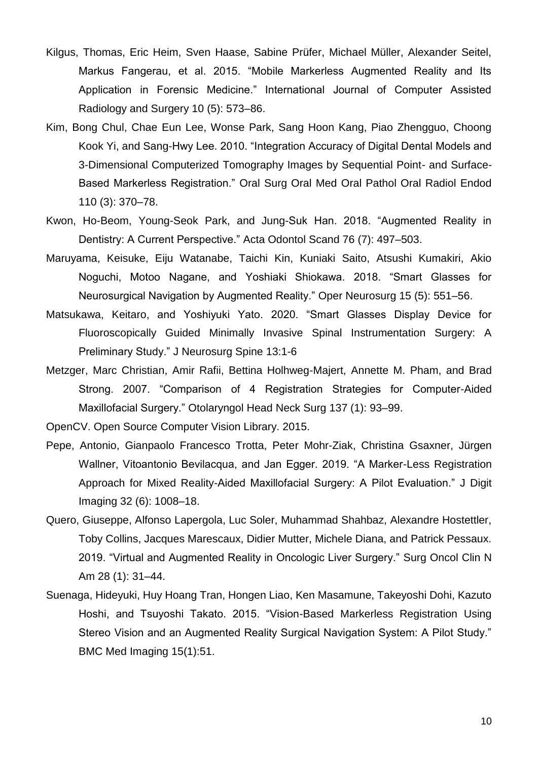Kilgus, Thomas, Eric Heim, Sven Haase, Sabine Prüfer, Michael Müller, Alexander Seitel, Markus Fangerau, et al. 2015. "Mobile Markerless Augmented Reality and Its Application in Forensic Medicine." International Journal of Computer Assisted Radiology and Surgery 10 (5): 573–86.

Kim, Bong Chul, Chae Eun Lee, Wonse Park, Sang Hoon Kang, Piao Zhengguo, Choong Kook Yi, and Sang-Hwy Lee. 2010. "Integration Accuracy of Digital Dental Models and 3-Dimensional Computerized Tomography Images by Sequential Point- and Surface-Based Markerless Registration." Oral Surg Oral Med Oral Pathol Oral Radiol Endod 110 (3): 370–78.

Kwon, Ho-Beom, Young-Seok Park, and Jung-Suk Han. 2018. "Augmented Reality in Dentistry: A Current Perspective." Acta Odontol Scand 76 (7): 497–503.

Maruyama, Keisuke, Eiju Watanabe, Taichi Kin, Kuniaki Saito, Atsushi Kumakiri, Akio Noguchi, Motoo Nagane, and Yoshiaki Shiokawa. 2018. "Smart Glasses for Neurosurgical Navigation by Augmented Reality." Oper Neurosurg 15 (5): 551–56.

Matsukawa, Keitaro, and Yoshiyuki Yato. 2020. "Smart Glasses Display Device for Fluoroscopically Guided Minimally Invasive Spinal Instrumentation Surgery: A Preliminary Study." J Neurosurg Spine 13:1-6

Metzger, Marc Christian, Amir Rafii, Bettina Holhweg-Majert, Annette M. Pham, and Brad Strong. 2007. "Comparison of 4 Registration Strategies for Computer-Aided Maxillofacial Surgery." Otolaryngol Head Neck Surg 137 (1): 93–99.

OpenCV. Open Source Computer Vision Library. 2015.

Pepe, Antonio, Gianpaolo Francesco Trotta, Peter Mohr-Ziak, Christina Gsaxner, Jürgen Wallner, Vitoantonio Bevilacqua, and Jan Egger. 2019. "A Marker-Less Registration Approach for Mixed Reality-Aided Maxillofacial Surgery: A Pilot Evaluation." J Digit Imaging 32 (6): 1008–18.

Quero, Giuseppe, Alfonso Lapergola, Luc Soler, Muhammad Shahbaz, Alexandre Hostettler, Toby Collins, Jacques Marescaux, Didier Mutter, Michele Diana, and Patrick Pessaux. 2019. "Virtual and Augmented Reality in Oncologic Liver Surgery." Surg Oncol Clin N Am 28 (1): 31–44.

Suenaga, Hideyuki, Huy Hoang Tran, Hongen Liao, Ken Masamune, Takeyoshi Dohi, Kazuto Hoshi, and Tsuyoshi Takato. 2015. "Vision-Based Markerless Registration Using Stereo Vision and an Augmented Reality Surgical Navigation System: A Pilot Study." BMC Med Imaging 15(1):51.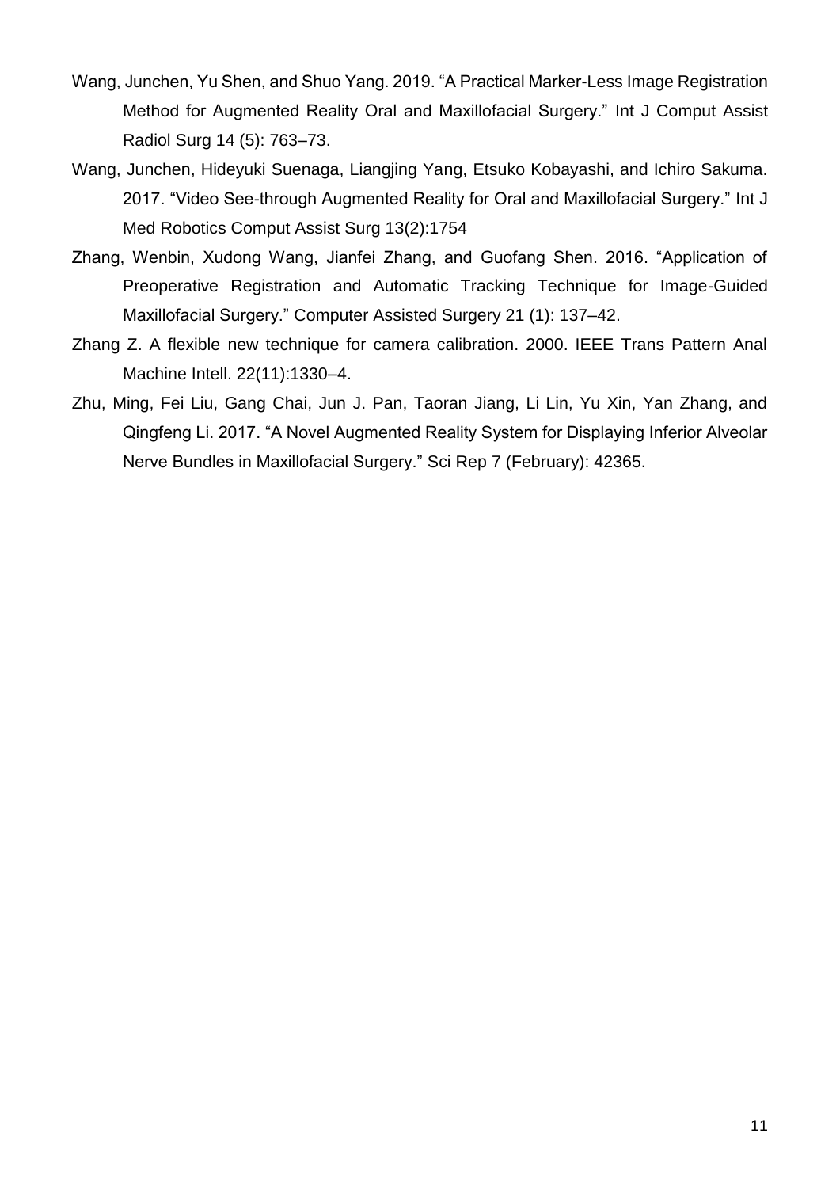Wang, Junchen, Yu Shen, and Shuo Yang. 2019. “A Practical Marker-Less Image Registration Method for Augmented Reality Oral and Maxillofacial Surgery.” Int J Comput Assist Radiol Surg 14 (5): 763–73.

Wang, Junchen, Hideyuki Suenaga, Liangjing Yang, Etsuko Kobayashi, and Ichiro Sakuma. 2017. “Video See-through Augmented Reality for Oral and Maxillofacial Surgery.” Int J Med Robotics Comput Assist Surg 13(2):1754

Zhang, Wenbin, Xudong Wang, Jianfei Zhang, and Guofang Shen. 2016. “Application of Preoperative Registration and Automatic Tracking Technique for Image-Guided Maxillofacial Surgery.” Computer Assisted Surgery 21 (1): 137–42.

Zhang Z. A flexible new technique for camera calibration. 2000. IEEE Trans Pattern Anal Machine Intell. 22(11):1330–4.

Zhu, Ming, Fei Liu, Gang Chai, Jun J. Pan, Taoran Jiang, Li Lin, Yu Xin, Yan Zhang, and Qingfeng Li. 2017. “A Novel Augmented Reality System for Displaying Inferior Alveolar Nerve Bundles in Maxillofacial Surgery.” Sci Rep 7 (February): 42365.